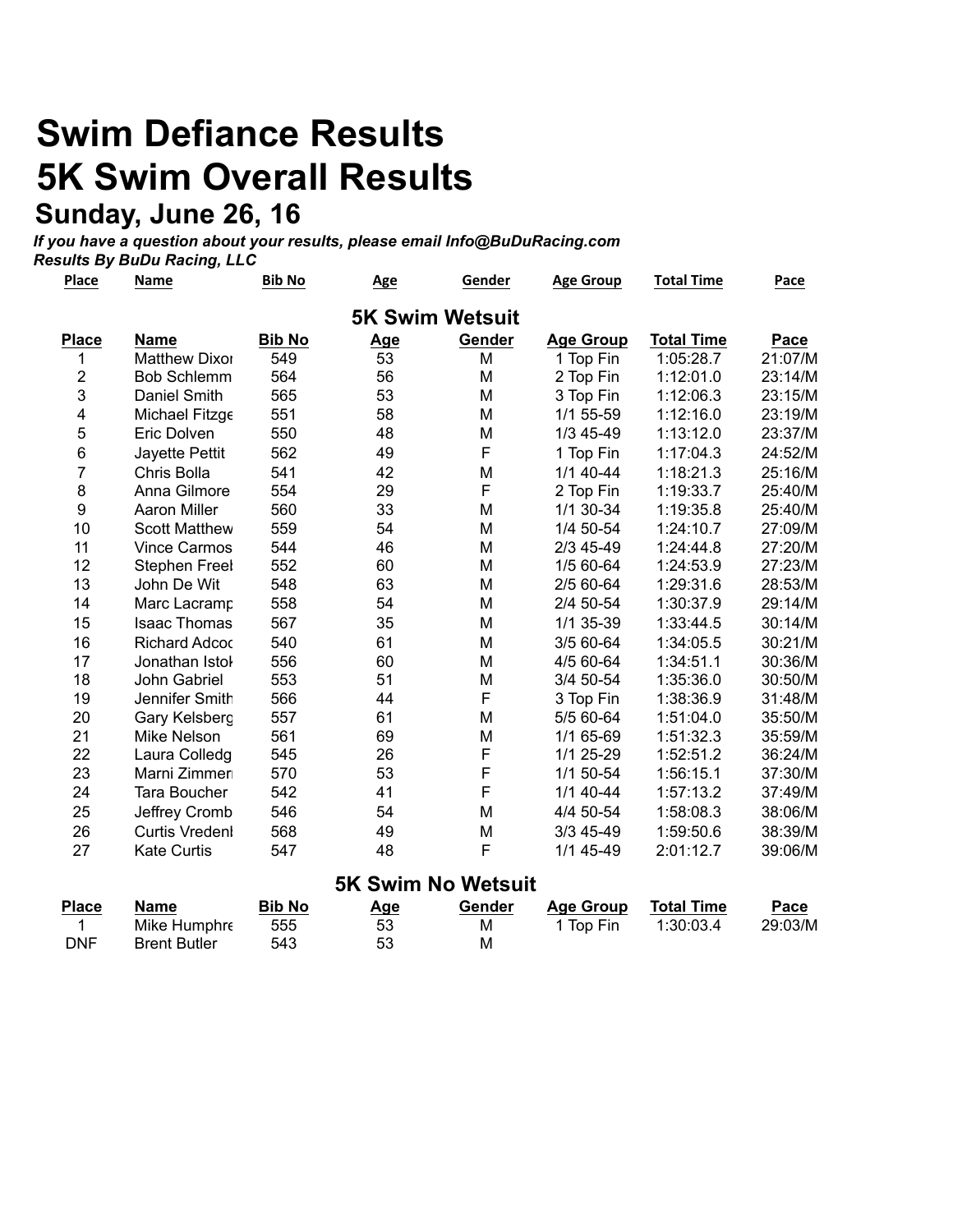# Swim Defiance Results
# 5K Swim Overall Results
## Sunday, June 26, 16

***If you have a question about your results, please email Info@BuDuRacing.com***
***Results By BuDu Racing, LLC***

| Place | Name | Bib No | Age | Gender | Age Group | Total Time | Pace |
|---|---|---|---|---|---|---|---|

### 5K Swim Wetsuit

| Place | Name | Bib No | Age | Gender | Age Group | Total Time | Pace |
|---|---|---|---|---|---|---|---|
| 1 | Matthew Dixor | 549 | 53 | M | 1 Top Fin | 1:05:28.7 | 21:07/M |
| 2 | Bob Schlemm | 564 | 56 | M | 2 Top Fin | 1:12:01.0 | 23:14/M |
| 3 | Daniel Smith | 565 | 53 | M | 3 Top Fin | 1:12:06.3 | 23:15/M |
| 4 | Michael Fitzge | 551 | 58 | M | 1/1 55-59 | 1:12:16.0 | 23:19/M |
| 5 | Eric Dolven | 550 | 48 | M | 1/3 45-49 | 1:13:12.0 | 23:37/M |
| 6 | Jayette Pettit | 562 | 49 | F | 1 Top Fin | 1:17:04.3 | 24:52/M |
| 7 | Chris Bolla | 541 | 42 | M | 1/1 40-44 | 1:18:21.3 | 25:16/M |
| 8 | Anna Gilmore | 554 | 29 | F | 2 Top Fin | 1:19:33.7 | 25:40/M |
| 9 | Aaron Miller | 560 | 33 | M | 1/1 30-34 | 1:19:35.8 | 25:40/M |
| 10 | Scott Matthew | 559 | 54 | M | 1/4 50-54 | 1:24:10.7 | 27:09/M |
| 11 | Vince Carmos | 544 | 46 | M | 2/3 45-49 | 1:24:44.8 | 27:20/M |
| 12 | Stephen Freel | 552 | 60 | M | 1/5 60-64 | 1:24:53.9 | 27:23/M |
| 13 | John De Wit | 548 | 63 | M | 2/5 60-64 | 1:29:31.6 | 28:53/M |
| 14 | Marc Lacramp | 558 | 54 | M | 2/4 50-54 | 1:30:37.9 | 29:14/M |
| 15 | Isaac Thomas | 567 | 35 | M | 1/1 35-39 | 1:33:44.5 | 30:14/M |
| 16 | Richard Adcoc | 540 | 61 | M | 3/5 60-64 | 1:34:05.5 | 30:21/M |
| 17 | Jonathan Istol | 556 | 60 | M | 4/5 60-64 | 1:34:51.1 | 30:36/M |
| 18 | John Gabriel | 553 | 51 | M | 3/4 50-54 | 1:35:36.0 | 30:50/M |
| 19 | Jennifer Smith | 566 | 44 | F | 3 Top Fin | 1:38:36.9 | 31:48/M |
| 20 | Gary Kelsberg | 557 | 61 | M | 5/5 60-64 | 1:51:04.0 | 35:50/M |
| 21 | Mike Nelson | 561 | 69 | M | 1/1 65-69 | 1:51:32.3 | 35:59/M |
| 22 | Laura Colledg | 545 | 26 | F | 1/1 25-29 | 1:52:51.2 | 36:24/M |
| 23 | Marni Zimmer | 570 | 53 | F | 1/1 50-54 | 1:56:15.1 | 37:30/M |
| 24 | Tara Boucher | 542 | 41 | F | 1/1 40-44 | 1:57:13.2 | 37:49/M |
| 25 | Jeffrey Cromb | 546 | 54 | M | 4/4 50-54 | 1:58:08.3 | 38:06/M |
| 26 | Curtis Vredenl | 568 | 49 | M | 3/3 45-49 | 1:59:50.6 | 38:39/M |
| 27 | Kate Curtis | 547 | 48 | F | 1/1 45-49 | 2:01:12.7 | 39:06/M |

### 5K Swim No Wetsuit

| Place | Name | Bib No | Age | Gender | Age Group | Total Time | Pace |
|---|---|---|---|---|---|---|---|
| 1 | Mike Humphre | 555 | 53 | M | 1 Top Fin | 1:30:03.4 | 29:03/M |
| DNF | Brent Butler | 543 | 53 | M | | | |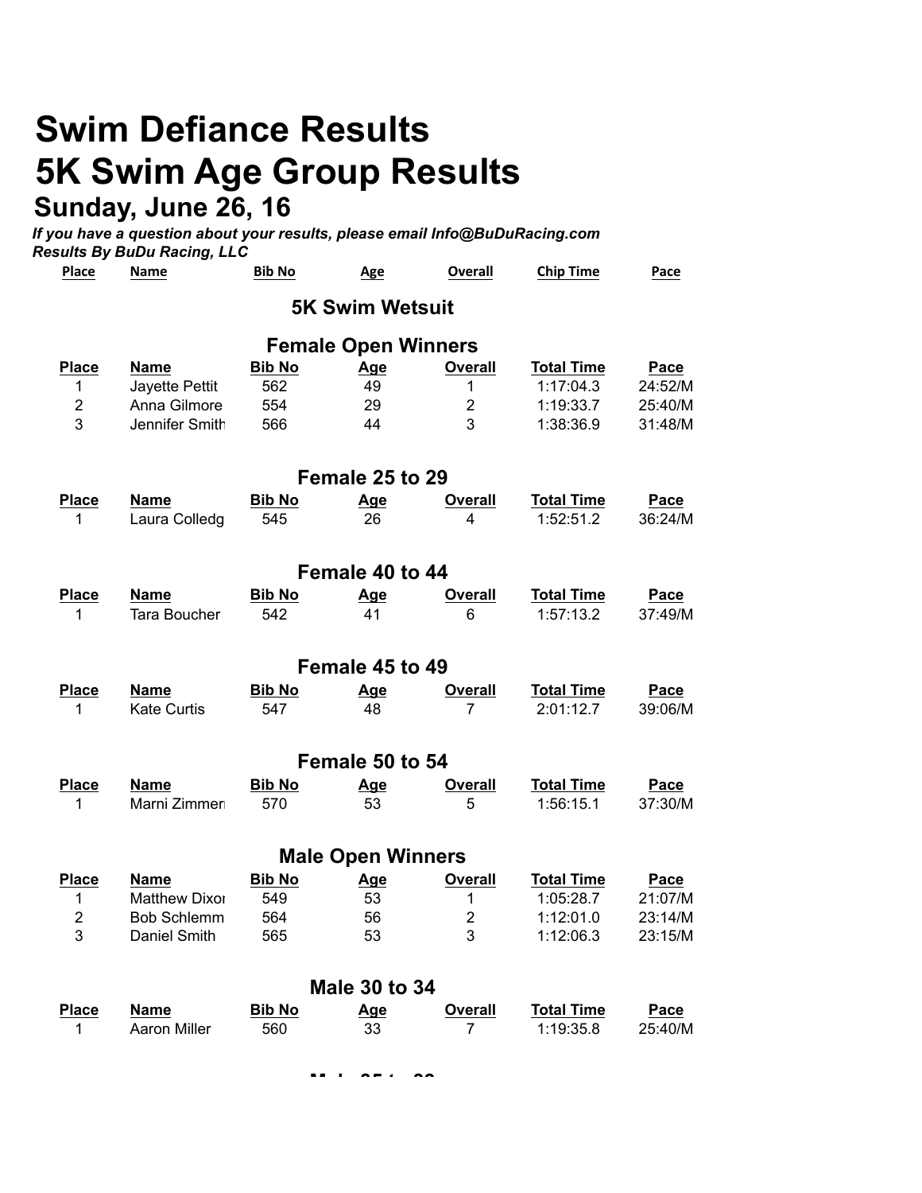# Swim Defiance Results
# 5K Swim Age Group Results
## Sunday, June 26, 16

***If you have a question about your results, please email Info@BuDuRacing.com***
***Results By BuDu Racing, LLC***

| Place | Name | Bib No | Age | Overall | Chip Time | Pace |
|---|---|---|---|---|---|---|

### 5K Swim Wetsuit

### Female Open Winners

| Place | Name | Bib No | Age | Overall | Total Time | Pace |
|---|---|---|---|---|---|---|
| 1 | Jayette Pettit | 562 | 49 | 1 | 1:17:04.3 | 24:52/M |
| 2 | Anna Gilmore | 554 | 29 | 2 | 1:19:33.7 | 25:40/M |
| 3 | Jennifer Smith | 566 | 44 | 3 | 1:38:36.9 | 31:48/M |

### Female 25 to 29

| Place | Name | Bib No | Age | Overall | Total Time | Pace |
|---|---|---|---|---|---|---|
| 1 | Laura Colledg | 545 | 26 | 4 | 1:52:51.2 | 36:24/M |

### Female 40 to 44

| Place | Name | Bib No | Age | Overall | Total Time | Pace |
|---|---|---|---|---|---|---|
| 1 | Tara Boucher | 542 | 41 | 6 | 1:57:13.2 | 37:49/M |

### Female 45 to 49

| Place | Name | Bib No | Age | Overall | Total Time | Pace |
|---|---|---|---|---|---|---|
| 1 | Kate Curtis | 547 | 48 | 7 | 2:01:12.7 | 39:06/M |

### Female 50 to 54

| Place | Name | Bib No | Age | Overall | Total Time | Pace |
|---|---|---|---|---|---|---|
| 1 | Marni Zimmer | 570 | 53 | 5 | 1:56:15.1 | 37:30/M |

### Male Open Winners

| Place | Name | Bib No | Age | Overall | Total Time | Pace |
|---|---|---|---|---|---|---|
| 1 | Matthew Dixor | 549 | 53 | 1 | 1:05:28.7 | 21:07/M |
| 2 | Bob Schlemm | 564 | 56 | 2 | 1:12:01.0 | 23:14/M |
| 3 | Daniel Smith | 565 | 53 | 3 | 1:12:06.3 | 23:15/M |

### Male 30 to 34

| Place | Name | Bib No | Age | Overall | Total Time | Pace |
|---|---|---|---|---|---|---|
| 1 | Aaron Miller | 560 | 33 | 7 | 1:19:35.8 | 25:40/M |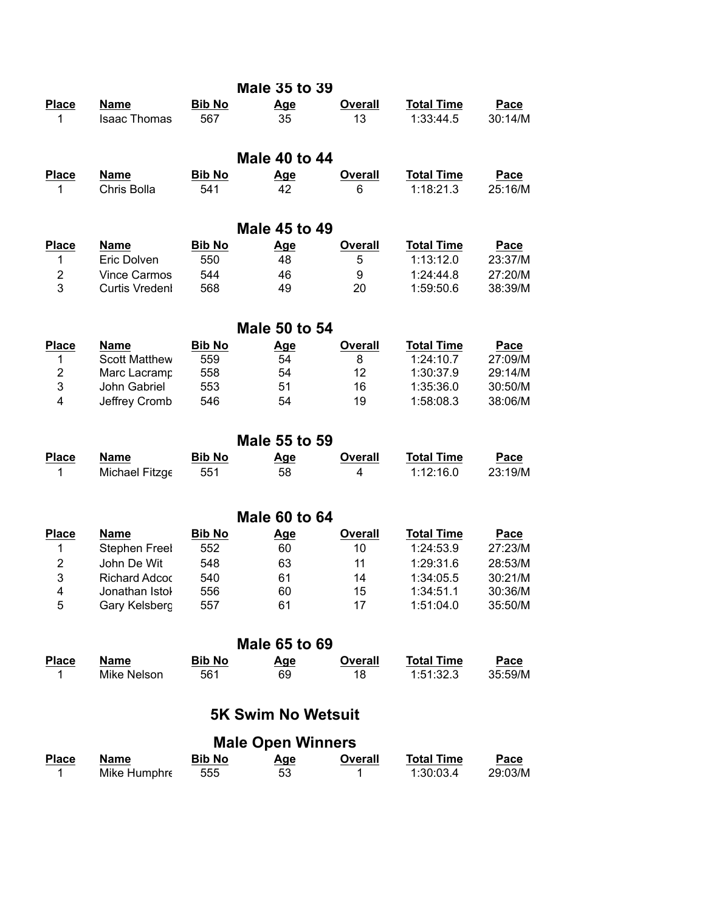### Male 35 to 39

| Place | Name | Bib No | Age | Overall | Total Time | Pace |
|---|---|---|---|---|---|---|
| 1 | Isaac Thomas | 567 | 35 | 13 | 1:33:44.5 | 30:14/M |

### Male 40 to 44

| Place | Name | Bib No | Age | Overall | Total Time | Pace |
|---|---|---|---|---|---|---|
| 1 | Chris Bolla | 541 | 42 | 6 | 1:18:21.3 | 25:16/M |

### Male 45 to 49

| Place | Name | Bib No | Age | Overall | Total Time | Pace |
|---|---|---|---|---|---|---|
| 1 | Eric Dolven | 550 | 48 | 5 | 1:13:12.0 | 23:37/M |
| 2 | Vince Carmos | 544 | 46 | 9 | 1:24:44.8 | 27:20/M |
| 3 | Curtis Vredenl | 568 | 49 | 20 | 1:59:50.6 | 38:39/M |

### Male 50 to 54

| Place | Name | Bib No | Age | Overall | Total Time | Pace |
|---|---|---|---|---|---|---|
| 1 | Scott Matthew | 559 | 54 | 8 | 1:24:10.7 | 27:09/M |
| 2 | Marc Lacramp | 558 | 54 | 12 | 1:30:37.9 | 29:14/M |
| 3 | John Gabriel | 553 | 51 | 16 | 1:35:36.0 | 30:50/M |
| 4 | Jeffrey Cromb | 546 | 54 | 19 | 1:58:08.3 | 38:06/M |

### Male 55 to 59

| Place | Name | Bib No | Age | Overall | Total Time | Pace |
|---|---|---|---|---|---|---|
| 1 | Michael Fitzge | 551 | 58 | 4 | 1:12:16.0 | 23:19/M |

### Male 60 to 64

| Place | Name | Bib No | Age | Overall | Total Time | Pace |
|---|---|---|---|---|---|---|
| 1 | Stephen Freel | 552 | 60 | 10 | 1:24:53.9 | 27:23/M |
| 2 | John De Wit | 548 | 63 | 11 | 1:29:31.6 | 28:53/M |
| 3 | Richard Adcoc | 540 | 61 | 14 | 1:34:05.5 | 30:21/M |
| 4 | Jonathan Istol | 556 | 60 | 15 | 1:34:51.1 | 30:36/M |
| 5 | Gary Kelsberg | 557 | 61 | 17 | 1:51:04.0 | 35:50/M |

### Male 65 to 69

| Place | Name | Bib No | Age | Overall | Total Time | Pace |
|---|---|---|---|---|---|---|
| 1 | Mike Nelson | 561 | 69 | 18 | 1:51:32.3 | 35:59/M |

## 5K Swim No Wetsuit

### Male Open Winners

| Place | Name | Bib No | Age | Overall | Total Time | Pace |
|---|---|---|---|---|---|---|
| 1 | Mike Humphre | 555 | 53 | 1 | 1:30:03.4 | 29:03/M |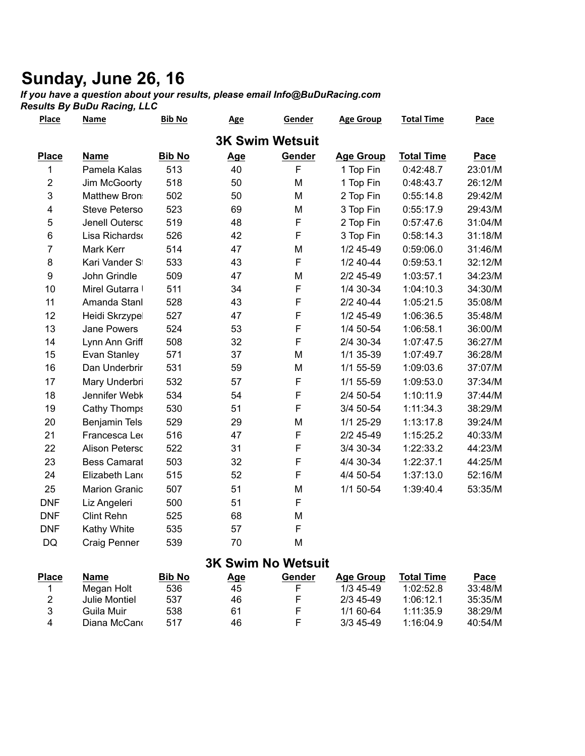# Sunday, June 26, 16

***If you have a question about your results, please email Info@BuDuRacing.com***
***Results By BuDu Racing, LLC***

## 3K Swim Wetsuit

| Place | Name | Bib No | Age | Gender | Age Group | Total Time | Pace |
|---|---|---|---|---|---|---|---|
| 1 | Pamela Kalas | 513 | 40 | F | 1 Top Fin | 0:42:48.7 | 23:01/M |
| 2 | Jim McGoorty | 518 | 50 | M | 1 Top Fin | 0:48:43.7 | 26:12/M |
| 3 | Matthew Bron: | 502 | 50 | M | 2 Top Fin | 0:55:14.8 | 29:42/M |
| 4 | Steve Peterso | 523 | 69 | M | 3 Top Fin | 0:55:17.9 | 29:43/M |
| 5 | Jenell Outersc | 519 | 48 | F | 2 Top Fin | 0:57:47.6 | 31:04/M |
| 6 | Lisa Richards | 526 | 42 | F | 3 Top Fin | 0:58:14.3 | 31:18/M |
| 7 | Mark Kerr | 514 | 47 | M | 1/2 45-49 | 0:59:06.0 | 31:46/M |
| 8 | Kari Vander St | 533 | 43 | F | 1/2 40-44 | 0:59:53.1 | 32:12/M |
| 9 | John Grindle | 509 | 47 | M | 2/2 45-49 | 1:03:57.1 | 34:23/M |
| 10 | Mirel Gutarra | 511 | 34 | F | 1/4 30-34 | 1:04:10.3 | 34:30/M |
| 11 | Amanda Stanl | 528 | 43 | F | 2/2 40-44 | 1:05:21.5 | 35:08/M |
| 12 | Heidi Skrzypel | 527 | 47 | F | 1/2 45-49 | 1:06:36.5 | 35:48/M |
| 13 | Jane Powers | 524 | 53 | F | 1/4 50-54 | 1:06:58.1 | 36:00/M |
| 14 | Lynn Ann Griff | 508 | 32 | F | 2/4 30-34 | 1:07:47.5 | 36:27/M |
| 15 | Evan Stanley | 571 | 37 | M | 1/1 35-39 | 1:07:49.7 | 36:28/M |
| 16 | Dan Underbrir | 531 | 59 | M | 1/1 55-59 | 1:09:03.6 | 37:07/M |
| 17 | Mary Underbri | 532 | 57 | F | 1/1 55-59 | 1:09:53.0 | 37:34/M |
| 18 | Jennifer Webk | 534 | 54 | F | 2/4 50-54 | 1:10:11.9 | 37:44/M |
| 19 | Cathy Thomps | 530 | 51 | F | 3/4 50-54 | 1:11:34.3 | 38:29/M |
| 20 | Benjamin Tels | 529 | 29 | M | 1/1 25-29 | 1:13:17.8 | 39:24/M |
| 21 | Francesca Le | 516 | 47 | F | 2/2 45-49 | 1:15:25.2 | 40:33/M |
| 22 | Alison Peterso | 522 | 31 | F | 3/4 30-34 | 1:22:33.2 | 44:23/M |
| 23 | Bess Camarat | 503 | 32 | F | 4/4 30-34 | 1:22:37.1 | 44:25/M |
| 24 | Elizabeth Lan | 515 | 52 | F | 4/4 50-54 | 1:37:13.0 | 52:16/M |
| 25 | Marion Granic | 507 | 51 | M | 1/1 50-54 | 1:39:40.4 | 53:35/M |
| DNF | Liz Angeleri | 500 | 51 | F | | | |
| DNF | Clint Rehn | 525 | 68 | M | | | |
| DNF | Kathy White | 535 | 57 | F | | | |
| DQ | Craig Penner | 539 | 70 | M | | | |

## 3K Swim No Wetsuit

| Place | Name | Bib No | Age | Gender | Age Group | Total Time | Pace |
|---|---|---|---|---|---|---|---|
| 1 | Megan Holt | 536 | 45 | F | 1/3 45-49 | 1:02:52.8 | 33:48/M |
| 2 | Julie Montiel | 537 | 46 | F | 2/3 45-49 | 1:06:12.1 | 35:35/M |
| 3 | Guila Muir | 538 | 61 | F | 1/1 60-64 | 1:11:35.9 | 38:29/M |
| 4 | Diana McCan | 517 | 46 | F | 3/3 45-49 | 1:16:04.9 | 40:54/M |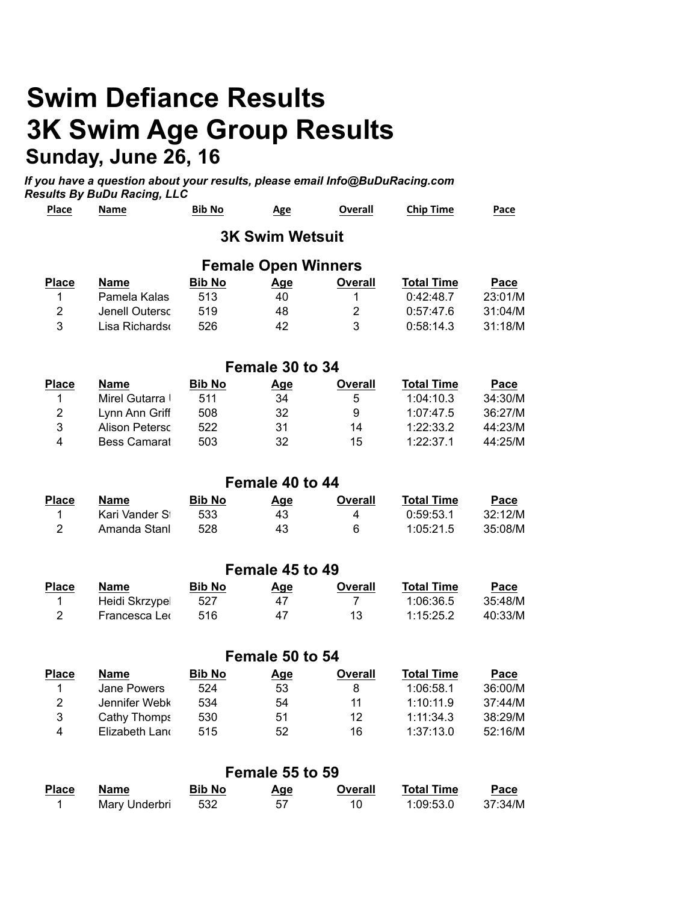# Swim Defiance Results

# 3K Swim Age Group Results

## Sunday, June 26, 16

***If you have a question about your results, please email Info@BuDuRacing.com***
***Results By BuDu Racing, LLC***

| Place | Name | Bib No | Age | Overall | Chip Time | Pace |
|---|---|---|---|---|---|---|

### 3K Swim Wetsuit

#### Female Open Winners

| Place | Name | Bib No | Age | Overall | Total Time | Pace |
|---|---|---|---|---|---|---|
| 1 | Pamela Kalas | 513 | 40 | 1 | 0:42:48.7 | 23:01/M |
| 2 | Jenell Outersc | 519 | 48 | 2 | 0:57:47.6 | 31:04/M |
| 3 | Lisa Richardsc | 526 | 42 | 3 | 0:58:14.3 | 31:18/M |

#### Female 30 to 34

| Place | Name | Bib No | Age | Overall | Total Time | Pace |
|---|---|---|---|---|---|---|
| 1 | Mirel Gutarra I | 511 | 34 | 5 | 1:04:10.3 | 34:30/M |
| 2 | Lynn Ann Griff | 508 | 32 | 9 | 1:07:47.5 | 36:27/M |
| 3 | Alison Petersc | 522 | 31 | 14 | 1:22:33.2 | 44:23/M |
| 4 | Bess Camarat | 503 | 32 | 15 | 1:22:37.1 | 44:25/M |

#### Female 40 to 44

| Place | Name | Bib No | Age | Overall | Total Time | Pace |
|---|---|---|---|---|---|---|
| 1 | Kari Vander St | 533 | 43 | 4 | 0:59:53.1 | 32:12/M |
| 2 | Amanda Stanl | 528 | 43 | 6 | 1:05:21.5 | 35:08/M |

#### Female 45 to 49

| Place | Name | Bib No | Age | Overall | Total Time | Pace |
|---|---|---|---|---|---|---|
| 1 | Heidi Skrzypel | 527 | 47 | 7 | 1:06:36.5 | 35:48/M |
| 2 | Francesca Lec | 516 | 47 | 13 | 1:15:25.2 | 40:33/M |

#### Female 50 to 54

| Place | Name | Bib No | Age | Overall | Total Time | Pace |
|---|---|---|---|---|---|---|
| 1 | Jane Powers | 524 | 53 | 8 | 1:06:58.1 | 36:00/M |
| 2 | Jennifer Webk | 534 | 54 | 11 | 1:10:11.9 | 37:44/M |
| 3 | Cathy Thomps | 530 | 51 | 12 | 1:11:34.3 | 38:29/M |
| 4 | Elizabeth Lanc | 515 | 52 | 16 | 1:37:13.0 | 52:16/M |

#### Female 55 to 59

| Place | Name | Bib No | Age | Overall | Total Time | Pace |
|---|---|---|---|---|---|---|
| 1 | Mary Underbri | 532 | 57 | 10 | 1:09:53.0 | 37:34/M |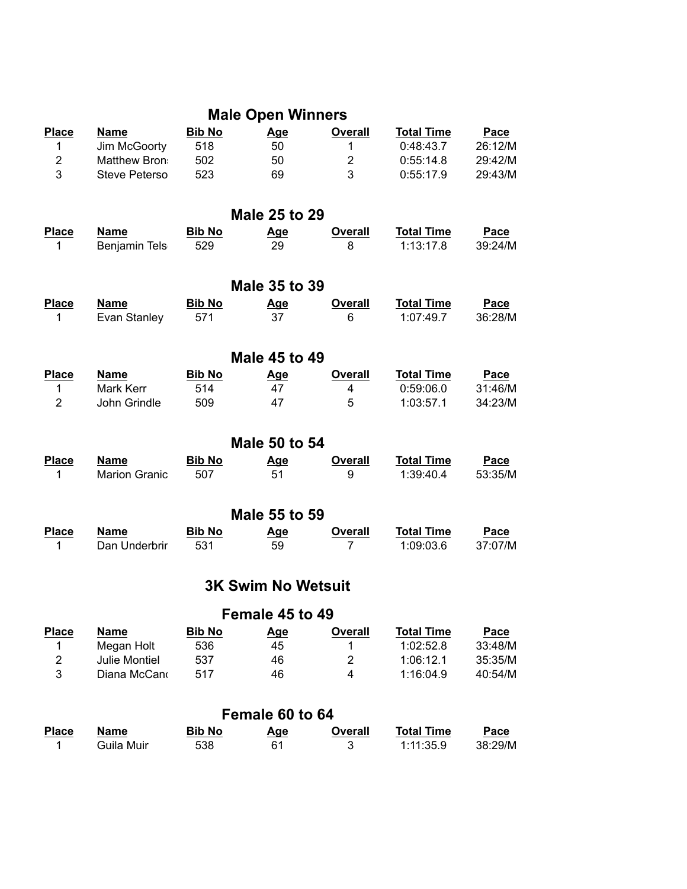## Male Open Winners

| Place | Name | Bib No | Age | Overall | Total Time | Pace |
|---|---|---|---|---|---|---|
| 1 | Jim McGoorty | 518 | 50 | 1 | 0:48:43.7 | 26:12/M |
| 2 | Matthew Bron: | 502 | 50 | 2 | 0:55:14.8 | 29:42/M |
| 3 | Steve Peterso | 523 | 69 | 3 | 0:55:17.9 | 29:43/M |

## Male 25 to 29

| Place | Name | Bib No | Age | Overall | Total Time | Pace |
|---|---|---|---|---|---|---|
| 1 | Benjamin Tels | 529 | 29 | 8 | 1:13:17.8 | 39:24/M |

## Male 35 to 39

| Place | Name | Bib No | Age | Overall | Total Time | Pace |
|---|---|---|---|---|---|---|
| 1 | Evan Stanley | 571 | 37 | 6 | 1:07:49.7 | 36:28/M |

## Male 45 to 49

| Place | Name | Bib No | Age | Overall | Total Time | Pace |
|---|---|---|---|---|---|---|
| 1 | Mark Kerr | 514 | 47 | 4 | 0:59:06.0 | 31:46/M |
| 2 | John Grindle | 509 | 47 | 5 | 1:03:57.1 | 34:23/M |

## Male 50 to 54

| Place | Name | Bib No | Age | Overall | Total Time | Pace |
|---|---|---|---|---|---|---|
| 1 | Marion Granic | 507 | 51 | 9 | 1:39:40.4 | 53:35/M |

## Male 55 to 59

| Place | Name | Bib No | Age | Overall | Total Time | Pace |
|---|---|---|---|---|---|---|
| 1 | Dan Underbrir | 531 | 59 | 7 | 1:09:03.6 | 37:07/M |

# 3K Swim No Wetsuit

## Female 45 to 49

| Place | Name | Bib No | Age | Overall | Total Time | Pace |
|---|---|---|---|---|---|---|
| 1 | Megan Holt | 536 | 45 | 1 | 1:02:52.8 | 33:48/M |
| 2 | Julie Montiel | 537 | 46 | 2 | 1:06:12.1 | 35:35/M |
| 3 | Diana McCan | 517 | 46 | 4 | 1:16:04.9 | 40:54/M |

## Female 60 to 64

| Place | Name | Bib No | Age | Overall | Total Time | Pace |
|---|---|---|---|---|---|---|
| 1 | Guila Muir | 538 | 61 | 3 | 1:11:35.9 | 38:29/M |